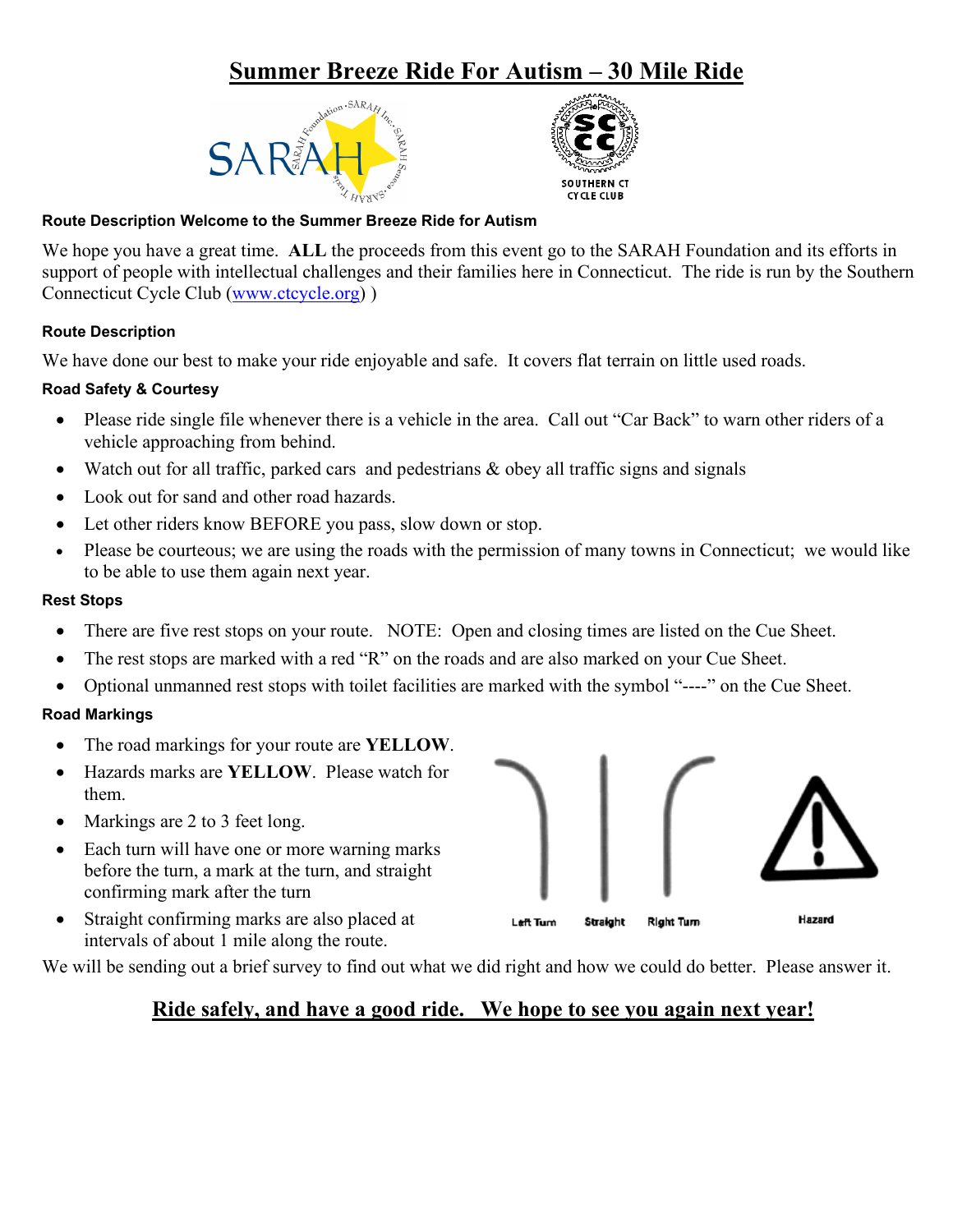# Summer Breeze Ride For Autism – 30 Mile Ride

**Route Description Welcome to the Summer Breeze Ride for Autism**

We hope you have a great time. **ALL** the proceeds from this event go to the SARAH Foundation and its efforts in support of people with intellectual challenges and their families here in Connecticut. The ride is run by the Southern Connecticut Cycle Club (www.ctcycle.org) )

### Route Description

We have done our best to make your ride enjoyable and safe. It covers flat terrain on little used roads.

### Road Safety & Courtesy

- Please ride single file whenever there is a vehicle in the area. Call out "Car Back" to warn other riders of a vehicle approaching from behind.
- Watch out for all traffic, parked cars and pedestrians & obey all traffic signs and signals
- Look out for sand and other road hazards.
- Let other riders know BEFORE you pass, slow down or stop.
- Please be courteous; we are using the roads with the permission of many towns in Connecticut; we would like to be able to use them again next year.

### Rest Stops

- There are five rest stops on your route. NOTE: Open and closing times are listed on the Cue Sheet.
- The rest stops are marked with a red "R" on the roads and are also marked on your Cue Sheet.
- Optional unmanned rest stops with toilet facilities are marked with the symbol "----" on the Cue Sheet.

### Road Markings

- The road markings for your route are **YELLOW**.
- Hazards marks are **YELLOW**. Please watch for them.
- Markings are 2 to 3 feet long.
- Each turn will have one or more warning marks before the turn, a mark at the turn, and straight confirming mark after the turn
- Straight confirming marks are also placed at intervals of about 1 mile along the route.

Left Turn | Straight | Right Turn | Hazard

We will be sending out a brief survey to find out what we did right and how we could do better. Please answer it.

**Ride safely, and have a good ride. We hope to see you again next year!**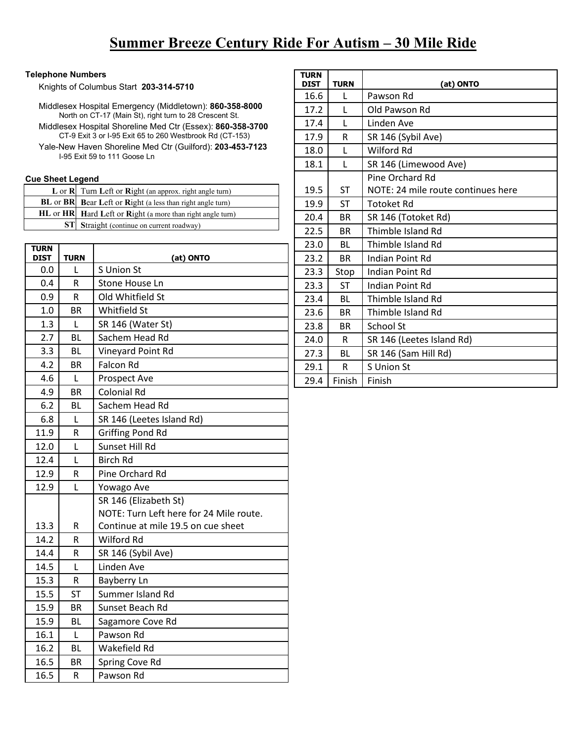// Summer Breeze Century Ride For Autism – 30 Mile Ride

**Telephone Numbers**

Knights of Columbus Start **203-314-5710**

Middlesex Hospital Emergency (Middletown): **860-358-8000**
North on CT-17 (Main St), right turn to 28 Crescent St.

Middlesex Hospital Shoreline Med Ctr (Essex): **860-358-3700**
CT-9 Exit 3 or I-95 Exit 65 to 260 Westbrook Rd (CT-153)

Yale-New Haven Shoreline Med Ctr (Guilford): **203-453-7123**
I-95 Exit 59 to 111 Goose Ln

**Cue Sheet Legend**

| | |
|---|---|
| **L** or **R** | Turn **L**eft or **R**ight (an approx. right angle turn) |
| **BL** or **BR** | **B**ear **L**eft or **R**ight (a less than right angle turn) |
| **HL** or **HR** | **H**ard **L**eft or **R**ight (a more than right angle turn) |
| **ST** | **S**traight (continue on current roadway) |

| TURN DIST | TURN | (at) ONTO |
|---|---|---|
| 0.0 | L | S Union St |
| 0.4 | R | Stone House Ln |
| 0.9 | R | Old Whitfield St |
| 1.0 | BR | Whitfield St |
| 1.3 | L | SR 146 (Water St) |
| 2.7 | BL | Sachem Head Rd |
| 3.3 | BL | Vineyard Point Rd |
| 4.2 | BR | Falcon Rd |
| 4.6 | L | Prospect Ave |
| 4.9 | BR | Colonial Rd |
| 6.2 | BL | Sachem Head Rd |
| 6.8 | L | SR 146 (Leetes Island Rd) |
| 11.9 | R | Griffing Pond Rd |
| 12.0 | L | Sunset Hill Rd |
| 12.4 | L | Birch Rd |
| 12.9 | R | Pine Orchard Rd |
| 12.9 | L | Yowago Ave |
| 13.3 | R | SR 146 (Elizabeth St) NOTE: Turn Left here for 24 Mile route. Continue at mile 19.5 on cue sheet |
| 14.2 | R | Wilford Rd |
| 14.4 | R | SR 146 (Sybil Ave) |
| 14.5 | L | Linden Ave |
| 15.3 | R | Bayberry Ln |
| 15.5 | ST | Summer Island Rd |
| 15.9 | BR | Sunset Beach Rd |
| 15.9 | BL | Sagamore Cove Rd |
| 16.1 | L | Pawson Rd |
| 16.2 | BL | Wakefield Rd |
| 16.5 | BR | Spring Cove Rd |
| 16.5 | R | Pawson Rd |
| 16.6 | L | Pawson Rd |
| 17.2 | L | Old Pawson Rd |
| 17.4 | L | Linden Ave |
| 17.9 | R | SR 146 (Sybil Ave) |
| 18.0 | L | Wilford Rd |
| 18.1 | L | SR 146 (Limewood Ave) |
| 19.5 | ST | Pine Orchard Rd NOTE: 24 mile route continues here |
| 19.9 | ST | Totoket Rd |
| 20.4 | BR | SR 146 (Totoket Rd) |
| 22.5 | BR | Thimble Island Rd |
| 23.0 | BL | Thimble Island Rd |
| 23.2 | BR | Indian Point Rd |
| 23.3 | Stop | Indian Point Rd |
| 23.3 | ST | Indian Point Rd |
| 23.4 | BL | Thimble Island Rd |
| 23.6 | BR | Thimble Island Rd |
| 23.8 | BR | School St |
| 24.0 | R | SR 146 (Leetes Island Rd) |
| 27.3 | BL | SR 146 (Sam Hill Rd) |
| 29.1 | R | S Union St |
| 29.4 | Finish | Finish |